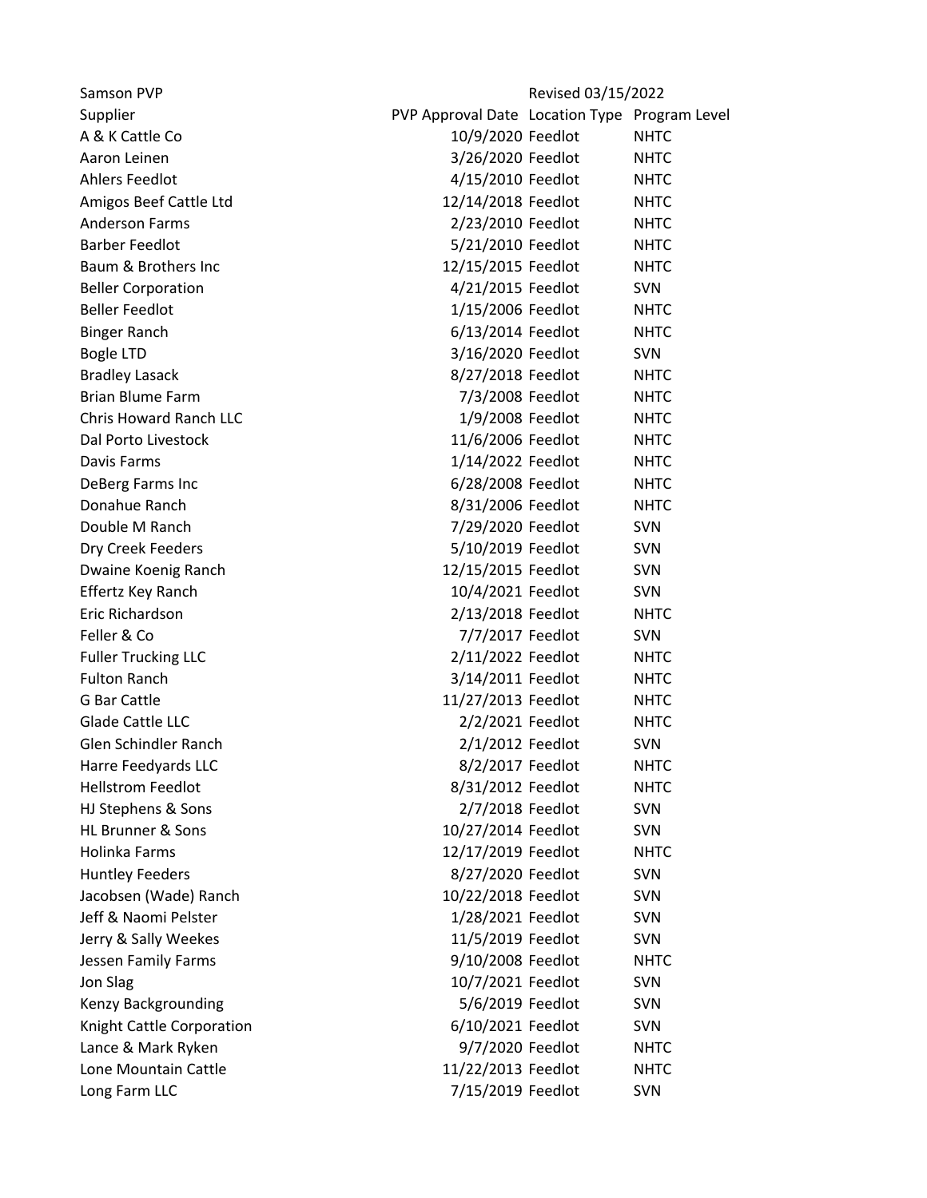Samson PVP Revised 03/15/2022

| Supplier | PVP Approval Date | Location Type | Program Level |
|---|---|---|---|
| A & K Cattle Co | 10/9/2020 | Feedlot | NHTC |
| Aaron Leinen | 3/26/2020 | Feedlot | NHTC |
| Ahlers Feedlot | 4/15/2010 | Feedlot | NHTC |
| Amigos Beef Cattle Ltd | 12/14/2018 | Feedlot | NHTC |
| Anderson Farms | 2/23/2010 | Feedlot | NHTC |
| Barber Feedlot | 5/21/2010 | Feedlot | NHTC |
| Baum & Brothers Inc | 12/15/2015 | Feedlot | NHTC |
| Beller Corporation | 4/21/2015 | Feedlot | SVN |
| Beller Feedlot | 1/15/2006 | Feedlot | NHTC |
| Binger Ranch | 6/13/2014 | Feedlot | NHTC |
| Bogle LTD | 3/16/2020 | Feedlot | SVN |
| Bradley Lasack | 8/27/2018 | Feedlot | NHTC |
| Brian Blume Farm | 7/3/2008 | Feedlot | NHTC |
| Chris Howard Ranch LLC | 1/9/2008 | Feedlot | NHTC |
| Dal Porto Livestock | 11/6/2006 | Feedlot | NHTC |
| Davis Farms | 1/14/2022 | Feedlot | NHTC |
| DeBerg Farms Inc | 6/28/2008 | Feedlot | NHTC |
| Donahue Ranch | 8/31/2006 | Feedlot | NHTC |
| Double M Ranch | 7/29/2020 | Feedlot | SVN |
| Dry Creek Feeders | 5/10/2019 | Feedlot | SVN |
| Dwaine Koenig Ranch | 12/15/2015 | Feedlot | SVN |
| Effertz Key Ranch | 10/4/2021 | Feedlot | SVN |
| Eric Richardson | 2/13/2018 | Feedlot | NHTC |
| Feller & Co | 7/7/2017 | Feedlot | SVN |
| Fuller Trucking LLC | 2/11/2022 | Feedlot | NHTC |
| Fulton Ranch | 3/14/2011 | Feedlot | NHTC |
| G Bar Cattle | 11/27/2013 | Feedlot | NHTC |
| Glade Cattle LLC | 2/2/2021 | Feedlot | NHTC |
| Glen Schindler Ranch | 2/1/2012 | Feedlot | SVN |
| Harre Feedyards LLC | 8/2/2017 | Feedlot | NHTC |
| Hellstrom Feedlot | 8/31/2012 | Feedlot | NHTC |
| HJ Stephens & Sons | 2/7/2018 | Feedlot | SVN |
| HL Brunner & Sons | 10/27/2014 | Feedlot | SVN |
| Holinka Farms | 12/17/2019 | Feedlot | NHTC |
| Huntley Feeders | 8/27/2020 | Feedlot | SVN |
| Jacobsen (Wade) Ranch | 10/22/2018 | Feedlot | SVN |
| Jeff & Naomi Pelster | 1/28/2021 | Feedlot | SVN |
| Jerry & Sally Weekes | 11/5/2019 | Feedlot | SVN |
| Jessen Family Farms | 9/10/2008 | Feedlot | NHTC |
| Jon Slag | 10/7/2021 | Feedlot | SVN |
| Kenzy Backgrounding | 5/6/2019 | Feedlot | SVN |
| Knight Cattle Corporation | 6/10/2021 | Feedlot | SVN |
| Lance & Mark Ryken | 9/7/2020 | Feedlot | NHTC |
| Lone Mountain Cattle | 11/22/2013 | Feedlot | NHTC |
| Long Farm LLC | 7/15/2019 | Feedlot | SVN |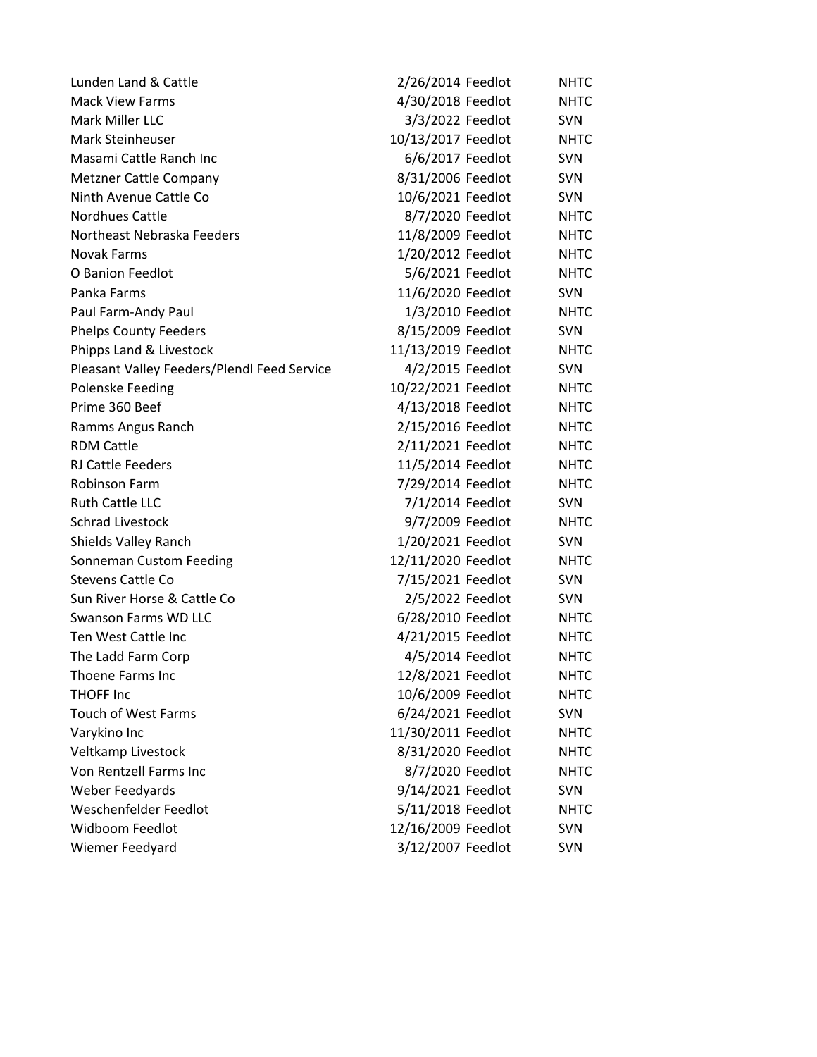| | | | |
|---|---|---|---|
| Lunden Land & Cattle | 2/26/2014 | Feedlot | NHTC |
| Mack View Farms | 4/30/2018 | Feedlot | NHTC |
| Mark Miller LLC | 3/3/2022 | Feedlot | SVN |
| Mark Steinheuser | 10/13/2017 | Feedlot | NHTC |
| Masami Cattle Ranch Inc | 6/6/2017 | Feedlot | SVN |
| Metzner Cattle Company | 8/31/2006 | Feedlot | SVN |
| Ninth Avenue Cattle Co | 10/6/2021 | Feedlot | SVN |
| Nordhues Cattle | 8/7/2020 | Feedlot | NHTC |
| Northeast Nebraska Feeders | 11/8/2009 | Feedlot | NHTC |
| Novak Farms | 1/20/2012 | Feedlot | NHTC |
| O Banion Feedlot | 5/6/2021 | Feedlot | NHTC |
| Panka Farms | 11/6/2020 | Feedlot | SVN |
| Paul Farm-Andy Paul | 1/3/2010 | Feedlot | NHTC |
| Phelps County Feeders | 8/15/2009 | Feedlot | SVN |
| Phipps Land & Livestock | 11/13/2019 | Feedlot | NHTC |
| Pleasant Valley Feeders/Plendl Feed Service | 4/2/2015 | Feedlot | SVN |
| Polenske Feeding | 10/22/2021 | Feedlot | NHTC |
| Prime 360 Beef | 4/13/2018 | Feedlot | NHTC |
| Ramms Angus Ranch | 2/15/2016 | Feedlot | NHTC |
| RDM Cattle | 2/11/2021 | Feedlot | NHTC |
| RJ Cattle Feeders | 11/5/2014 | Feedlot | NHTC |
| Robinson Farm | 7/29/2014 | Feedlot | NHTC |
| Ruth Cattle LLC | 7/1/2014 | Feedlot | SVN |
| Schrad Livestock | 9/7/2009 | Feedlot | NHTC |
| Shields Valley Ranch | 1/20/2021 | Feedlot | SVN |
| Sonneman Custom Feeding | 12/11/2020 | Feedlot | NHTC |
| Stevens Cattle Co | 7/15/2021 | Feedlot | SVN |
| Sun River Horse & Cattle Co | 2/5/2022 | Feedlot | SVN |
| Swanson Farms WD LLC | 6/28/2010 | Feedlot | NHTC |
| Ten West Cattle Inc | 4/21/2015 | Feedlot | NHTC |
| The Ladd Farm Corp | 4/5/2014 | Feedlot | NHTC |
| Thoene Farms Inc | 12/8/2021 | Feedlot | NHTC |
| THOFF Inc | 10/6/2009 | Feedlot | NHTC |
| Touch of West Farms | 6/24/2021 | Feedlot | SVN |
| Varykino Inc | 11/30/2011 | Feedlot | NHTC |
| Veltkamp Livestock | 8/31/2020 | Feedlot | NHTC |
| Von Rentzell Farms Inc | 8/7/2020 | Feedlot | NHTC |
| Weber Feedyards | 9/14/2021 | Feedlot | SVN |
| Weschenfelder Feedlot | 5/11/2018 | Feedlot | NHTC |
| Widboom Feedlot | 12/16/2009 | Feedlot | SVN |
| Wiemer Feedyard | 3/12/2007 | Feedlot | SVN |